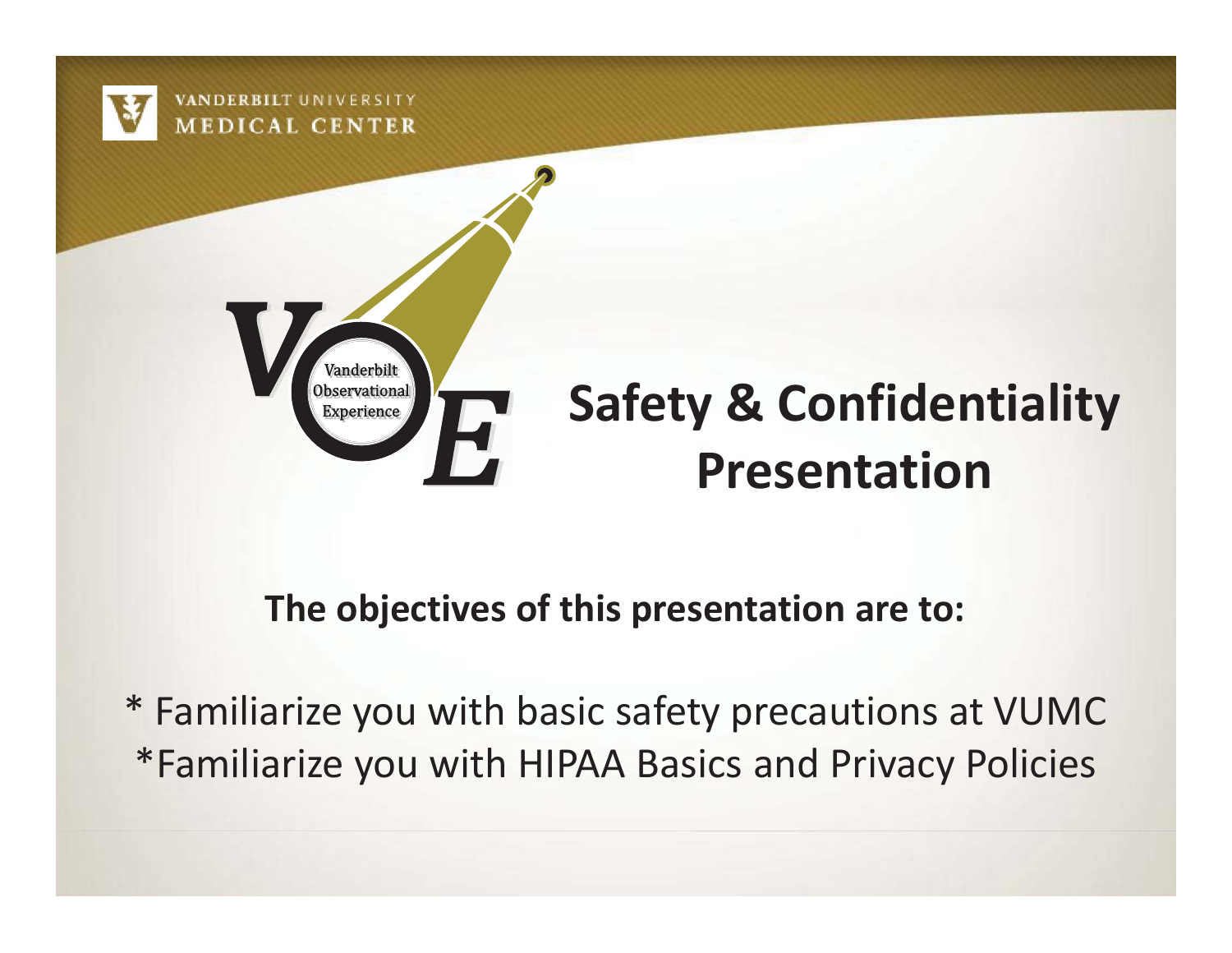VANDERBILT UNIVERSITY
MEDICAL CENTER

VOE — Vanderbilt Observational Experience

# Safety & Confidentiality Presentation

**The objectives of this presentation are to:**

* Familiarize you with basic safety precautions at VUMC
*Familiarize you with HIPAA Basics and Privacy Policies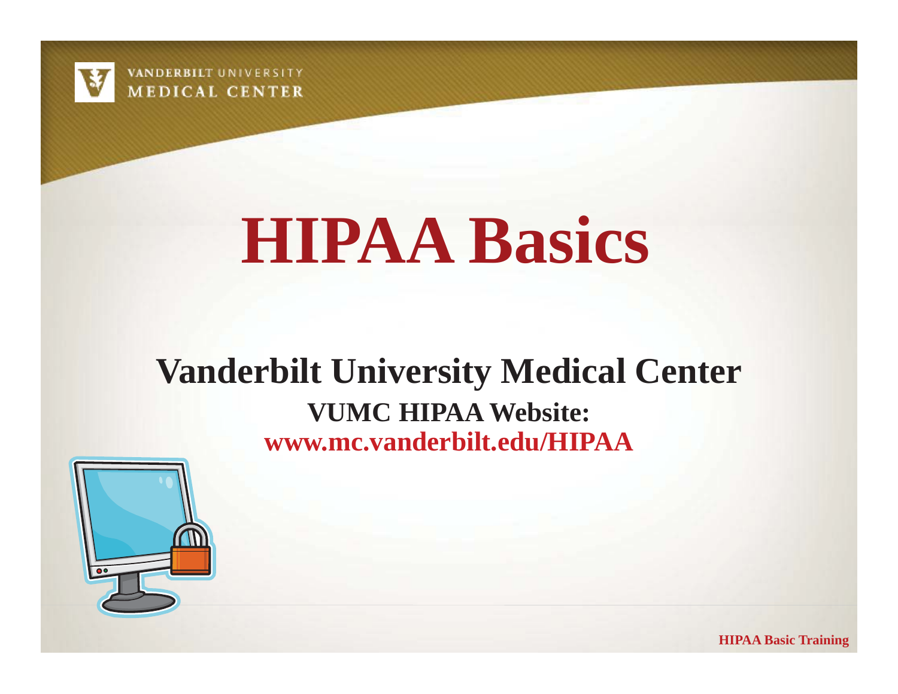# HIPAA Basics

## Vanderbilt University Medical Center

**VUMC HIPAA Website:**

**www.mc.vanderbilt.edu/HIPAA**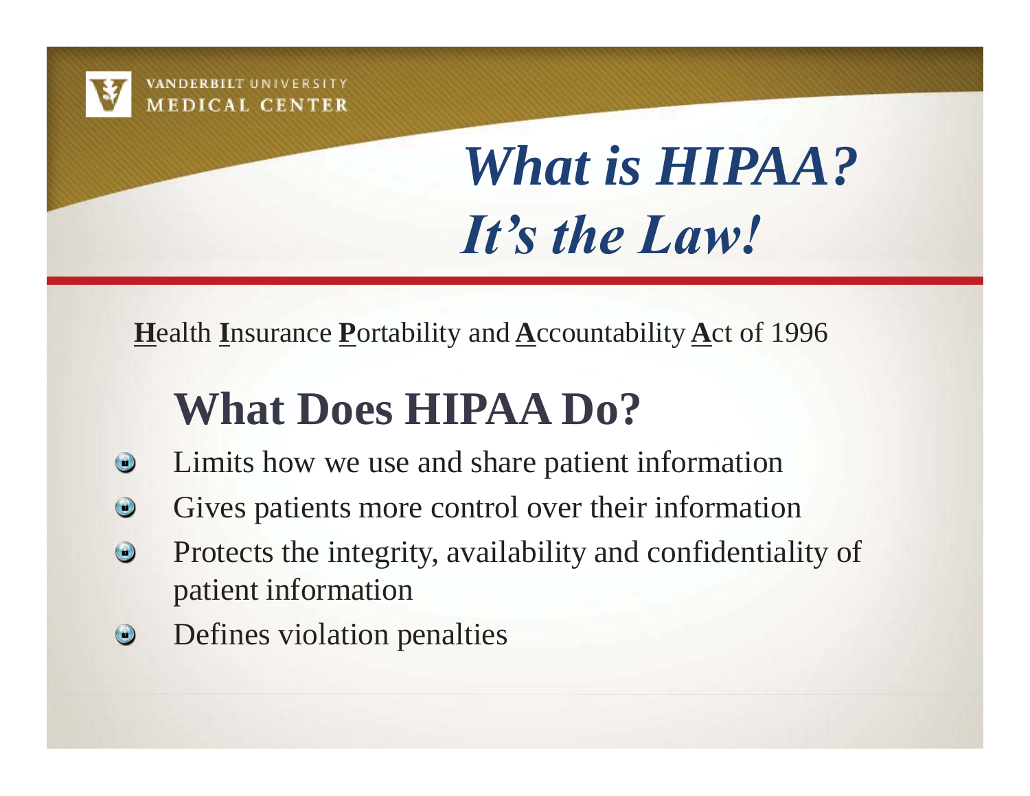# *What is HIPAA? It's the Law!*

**H**ealth **I**nsurance **P**ortability and **A**ccountability **A**ct of 1996

## What Does HIPAA Do?

- Limits how we use and share patient information
- Gives patients more control over their information
- Protects the integrity, availability and confidentiality of patient information
- Defines violation penalties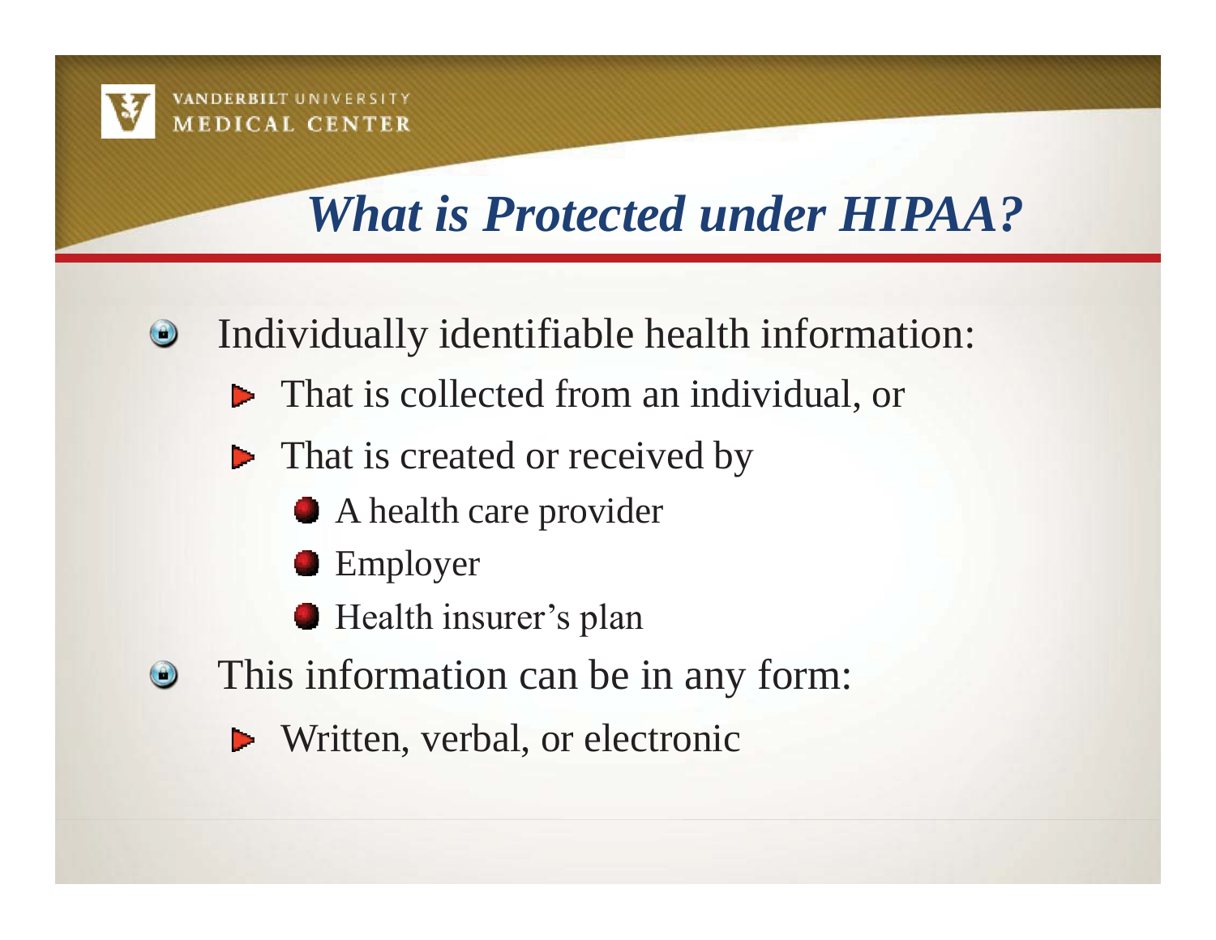## *What is Protected under HIPAA?*

- Individually identifiable health information:
  - That is collected from an individual, or
  - That is created or received by
    - A health care provider
    - Employer
    - Health insurer's plan
- This information can be in any form:
  - Written, verbal, or electronic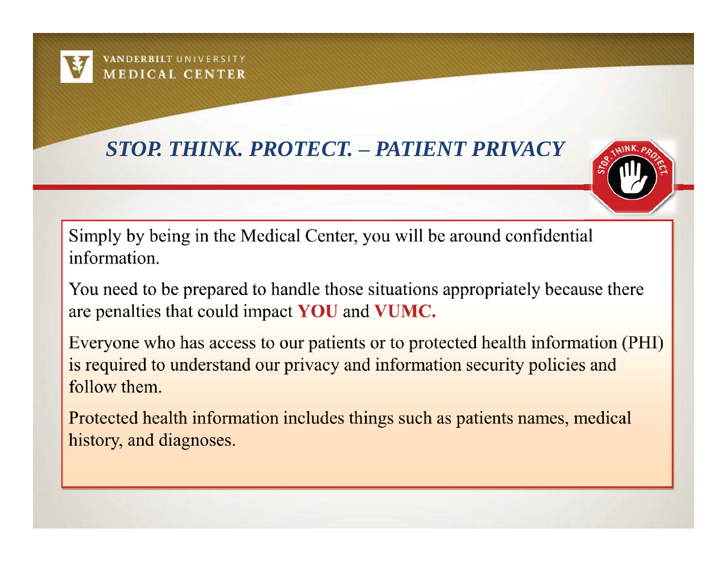## *STOP. THINK. PROTECT. – PATIENT PRIVACY*

Simply by being in the Medical Center, you will be around confidential information.

You need to be prepared to handle those situations appropriately because there are penalties that could impact **YOU** and **VUMC.**

Everyone who has access to our patients or to protected health information (PHI) is required to understand our privacy and information security policies and follow them.

Protected health information includes things such as patients names, medical history, and diagnoses.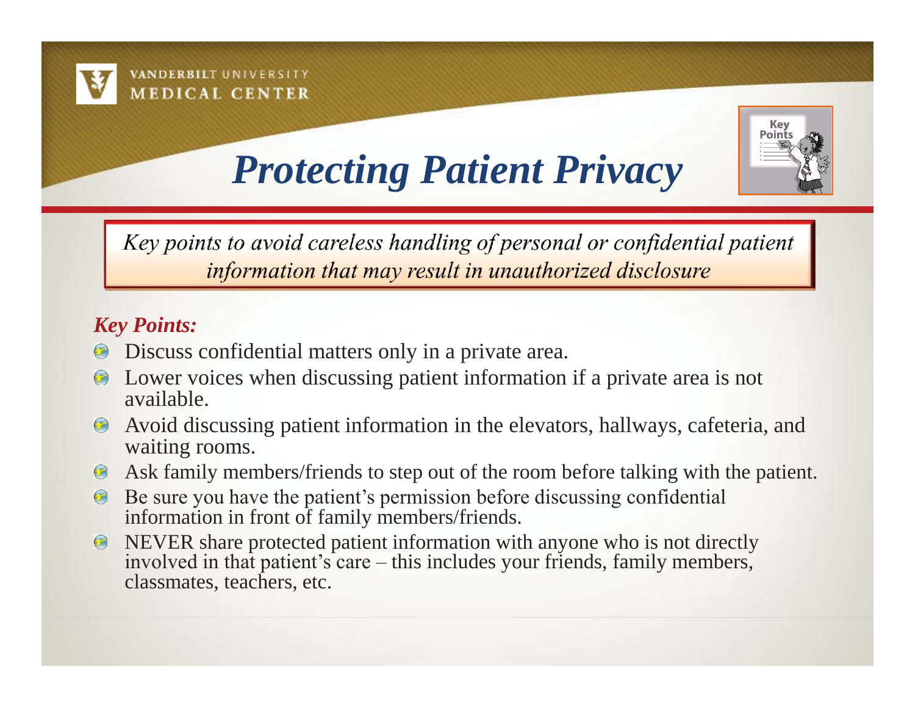VANDERBILT UNIVERSITY
MEDICAL CENTER

# *Protecting Patient Privacy*

*Key points to avoid careless handling of personal or confidential patient information that may result in unauthorized disclosure*

***Key Points:***

- Discuss confidential matters only in a private area.
- Lower voices when discussing patient information if a private area is not available.
- Avoid discussing patient information in the elevators, hallways, cafeteria, and waiting rooms.
- Ask family members/friends to step out of the room before talking with the patient.
- Be sure you have the patient's permission before discussing confidential information in front of family members/friends.
- NEVER share protected patient information with anyone who is not directly involved in that patient's care – this includes your friends, family members, classmates, teachers, etc.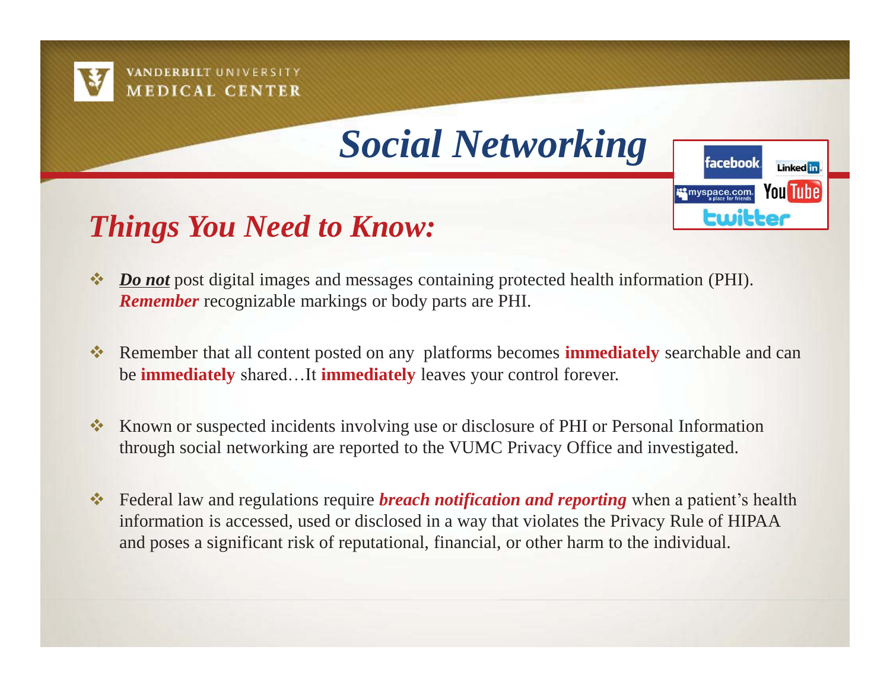# Social Networking

## *Things You Need to Know:*

- ***Do not*** post digital images and messages containing protected health information (PHI). ***Remember*** recognizable markings or body parts are PHI.
- Remember that all content posted on any platforms becomes **immediately** searchable and can be **immediately** shared…It **immediately** leaves your control forever.
- Known or suspected incidents involving use or disclosure of PHI or Personal Information through social networking are reported to the VUMC Privacy Office and investigated.
- Federal law and regulations require ***breach notification and reporting*** when a patient's health information is accessed, used or disclosed in a way that violates the Privacy Rule of HIPAA and poses a significant risk of reputational, financial, or other harm to the individual.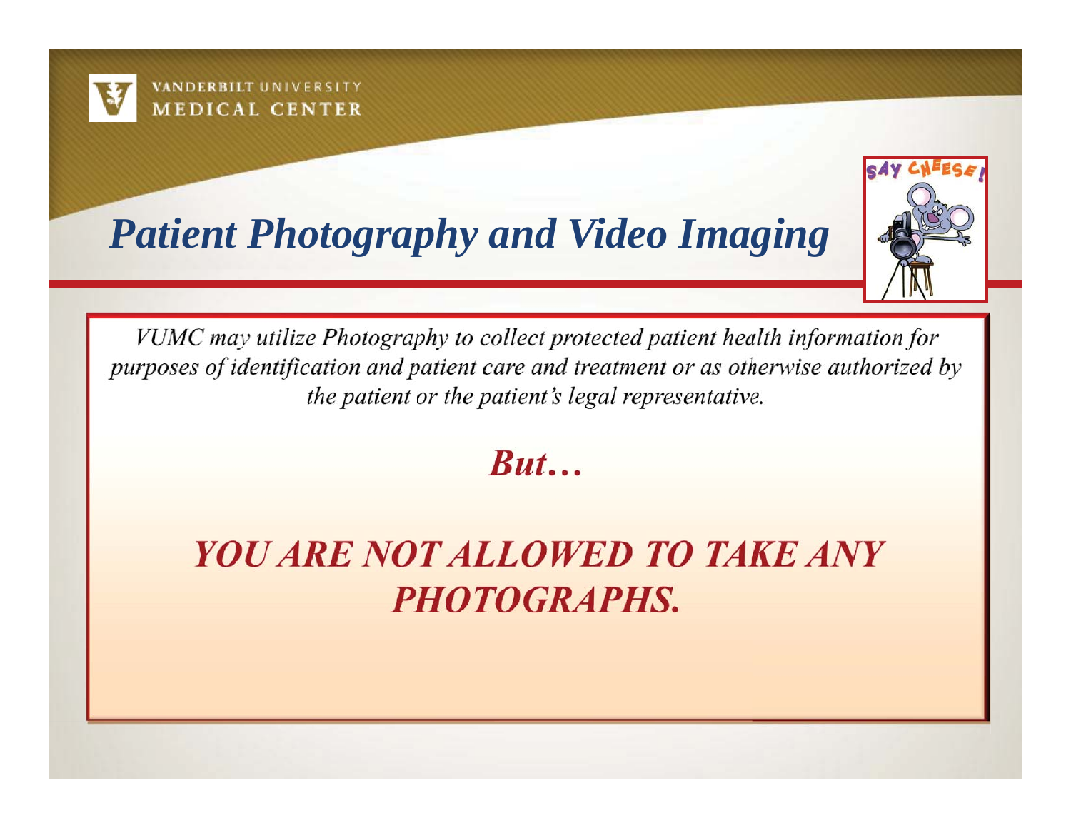# *Patient Photography and Video Imaging*

*VUMC may utilize Photography to collect protected patient health information for purposes of identification and patient care and treatment or as otherwise authorized by the patient or the patient's legal representative.*

***But…***

***YOU ARE NOT ALLOWED TO TAKE ANY PHOTOGRAPHS.***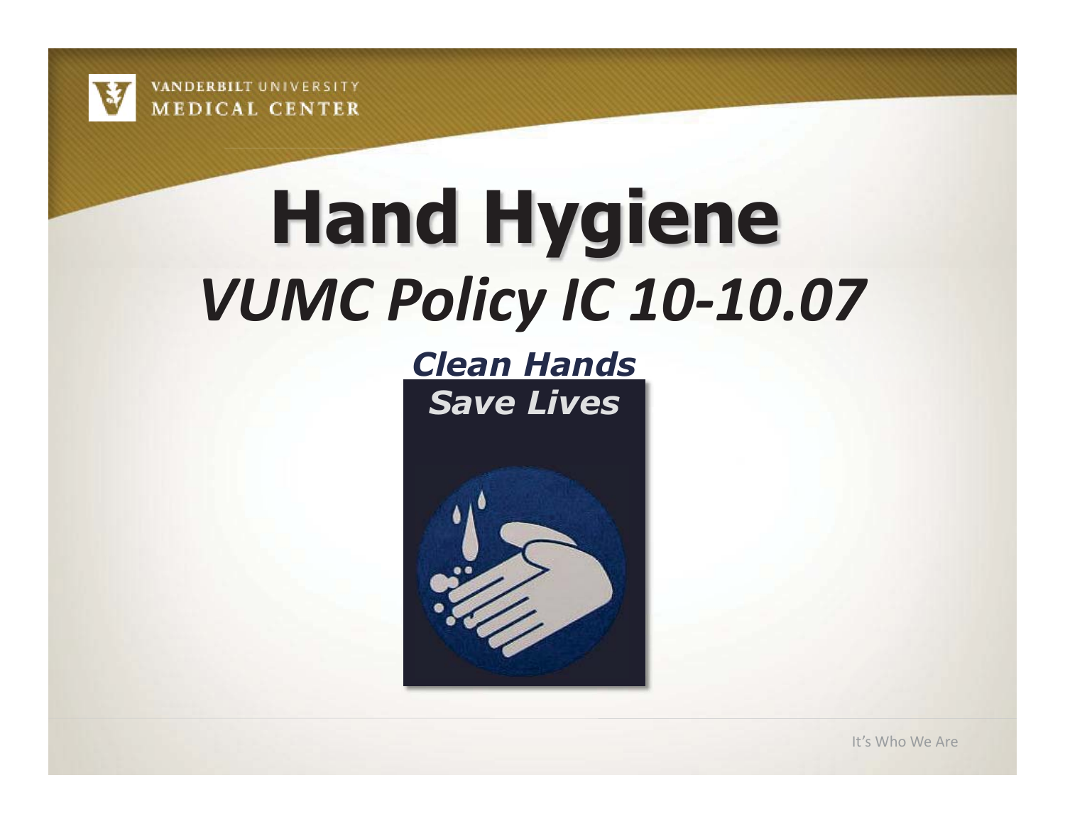# Hand Hygiene

## *VUMC Policy IC 10-10.07*

***Clean Hands Save Lives***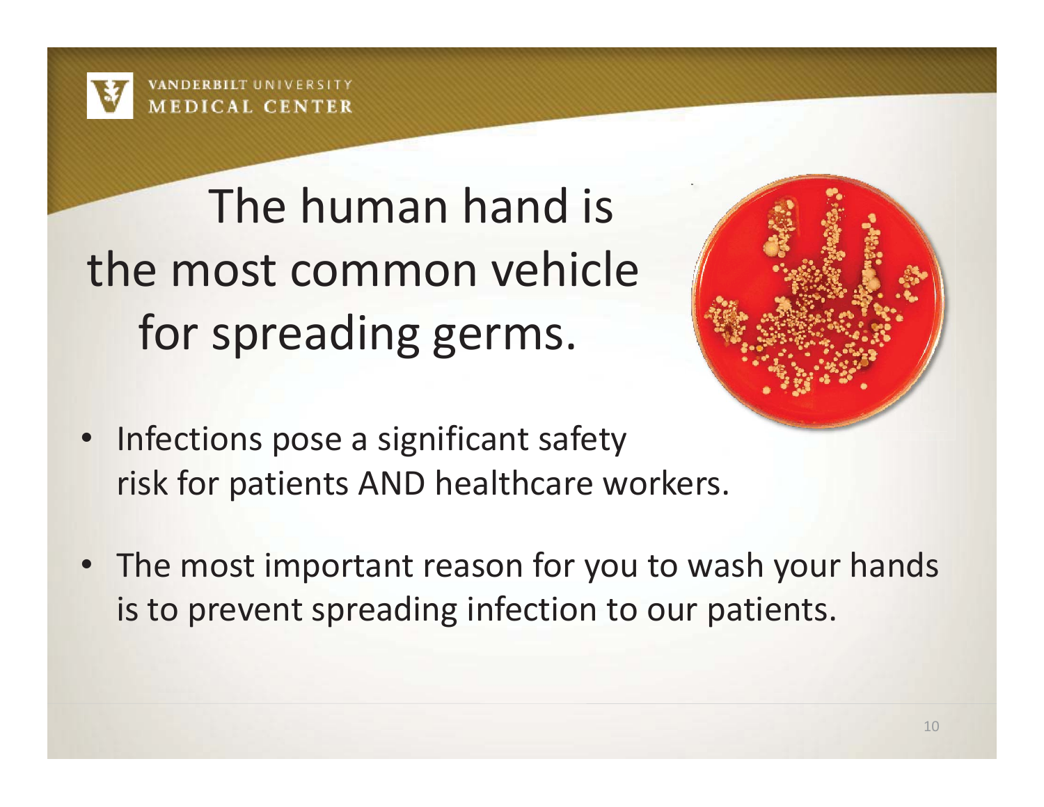# The human hand is the most common vehicle for spreading germs.

- Infections pose a significant safety risk for patients AND healthcare workers.
- The most important reason for you to wash your hands is to prevent spreading infection to our patients.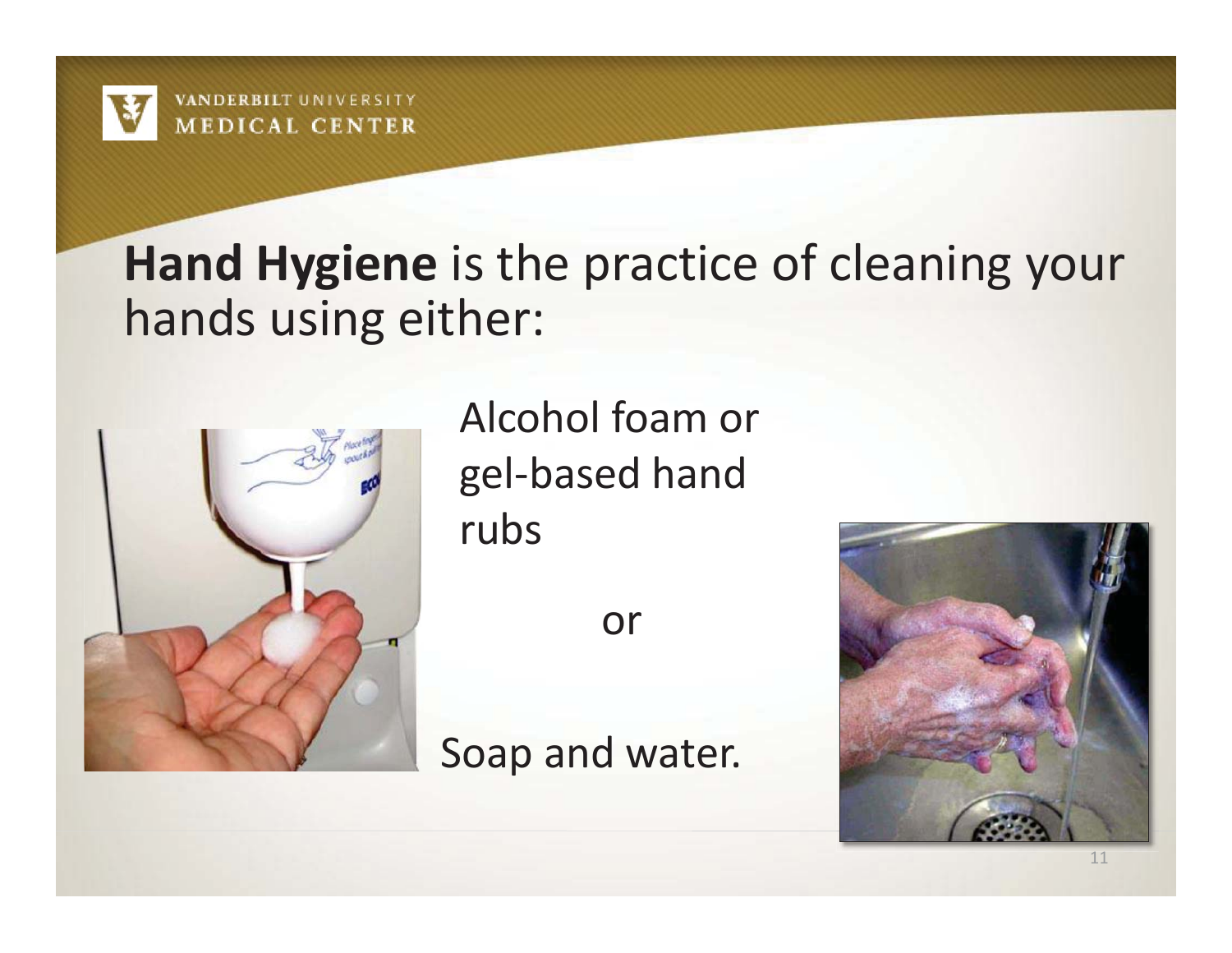**Hand Hygiene** is the practice of cleaning your hands using either:

Alcohol foam or gel-based hand rubs

or

Soap and water.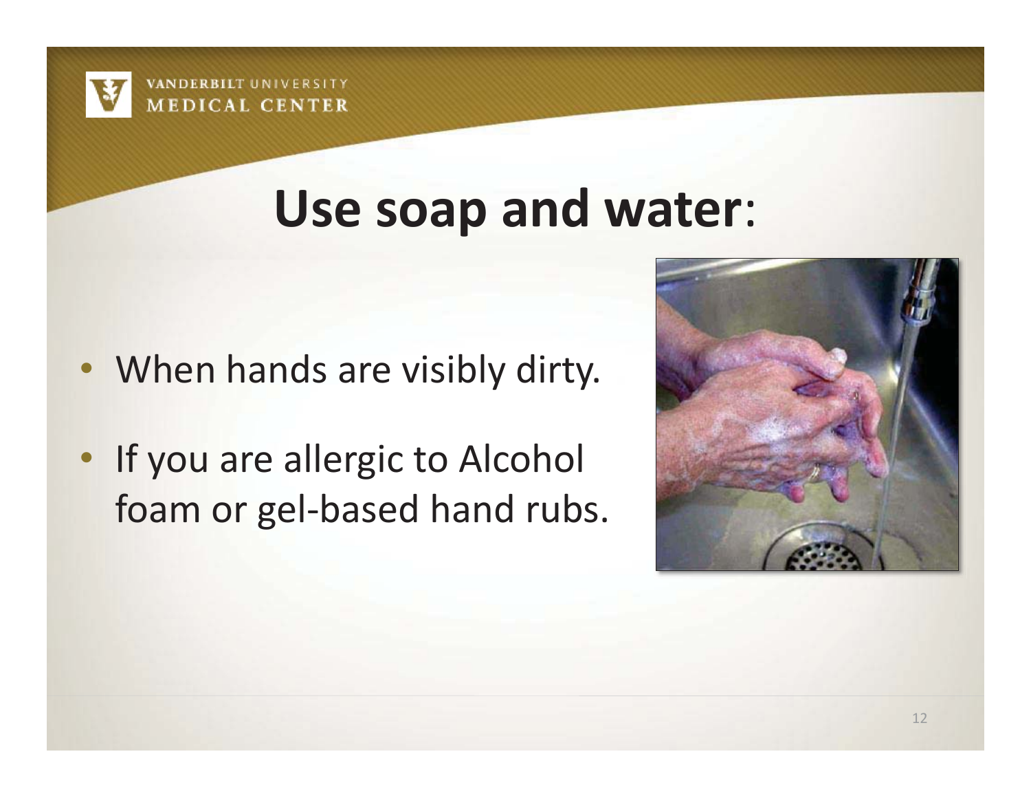# Use soap and water:

- When hands are visibly dirty.
- If you are allergic to Alcohol foam or gel-based hand rubs.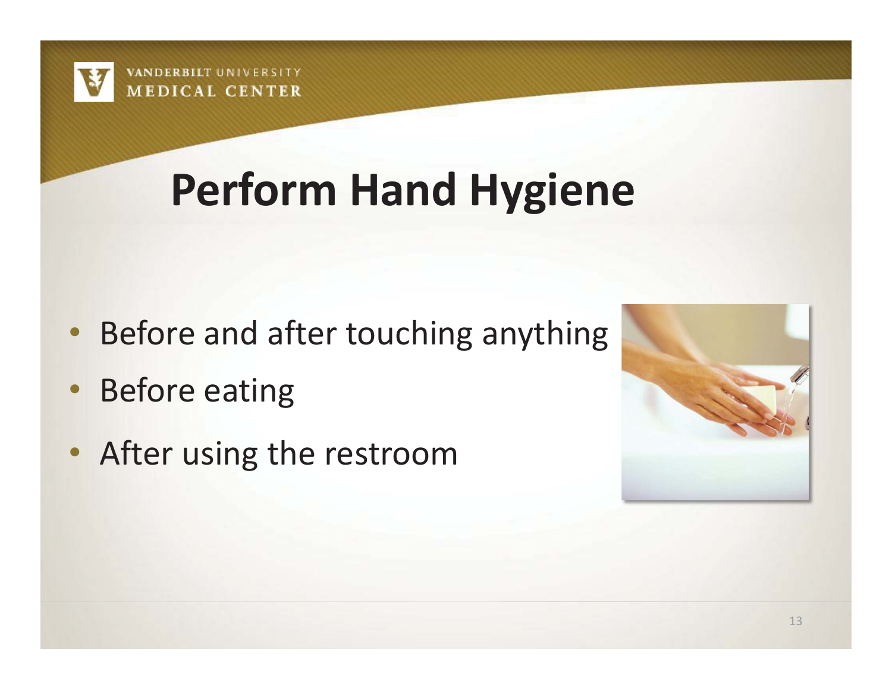# Perform Hand Hygiene

- Before and after touching anything
- Before eating
- After using the restroom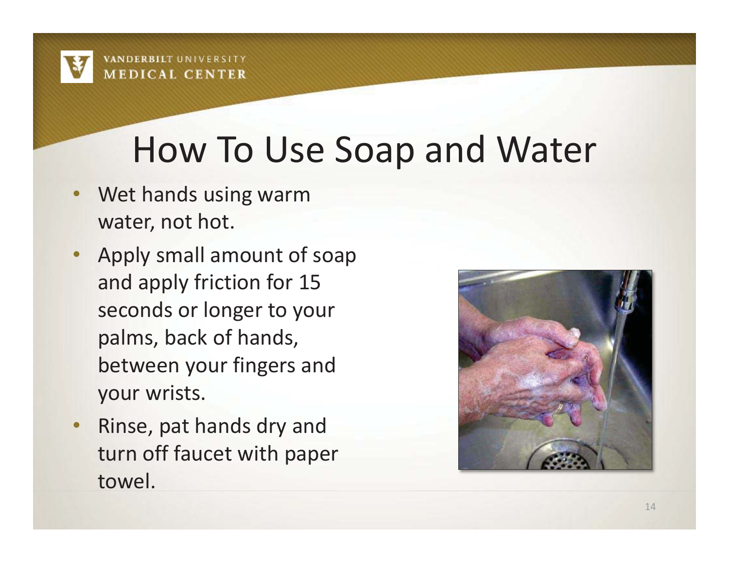# How To Use Soap and Water

- Wet hands using warm water, not hot.
- Apply small amount of soap and apply friction for 15 seconds or longer to your palms, back of hands, between your fingers and your wrists.
- Rinse, pat hands dry and turn off faucet with paper towel.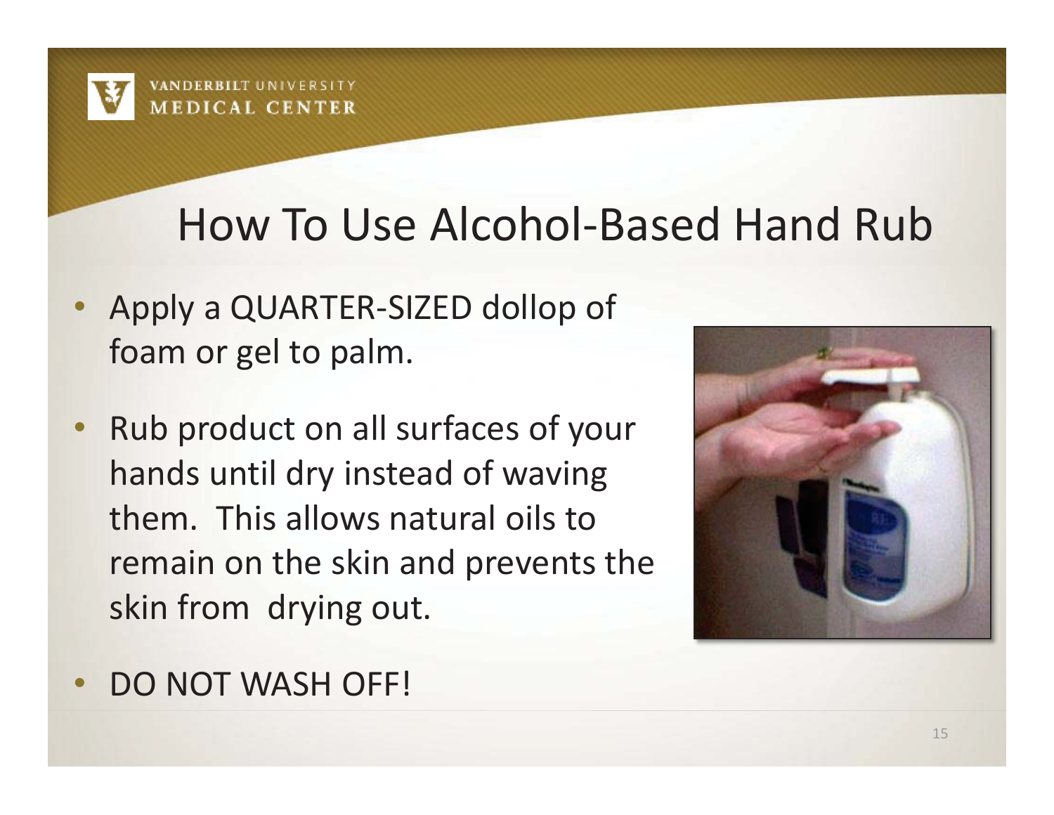# How To Use Alcohol-Based Hand Rub

- Apply a QUARTER-SIZED dollop of foam or gel to palm.
- Rub product on all surfaces of your hands until dry instead of waving them. This allows natural oils to remain on the skin and prevents the skin from drying out.
- DO NOT WASH OFF!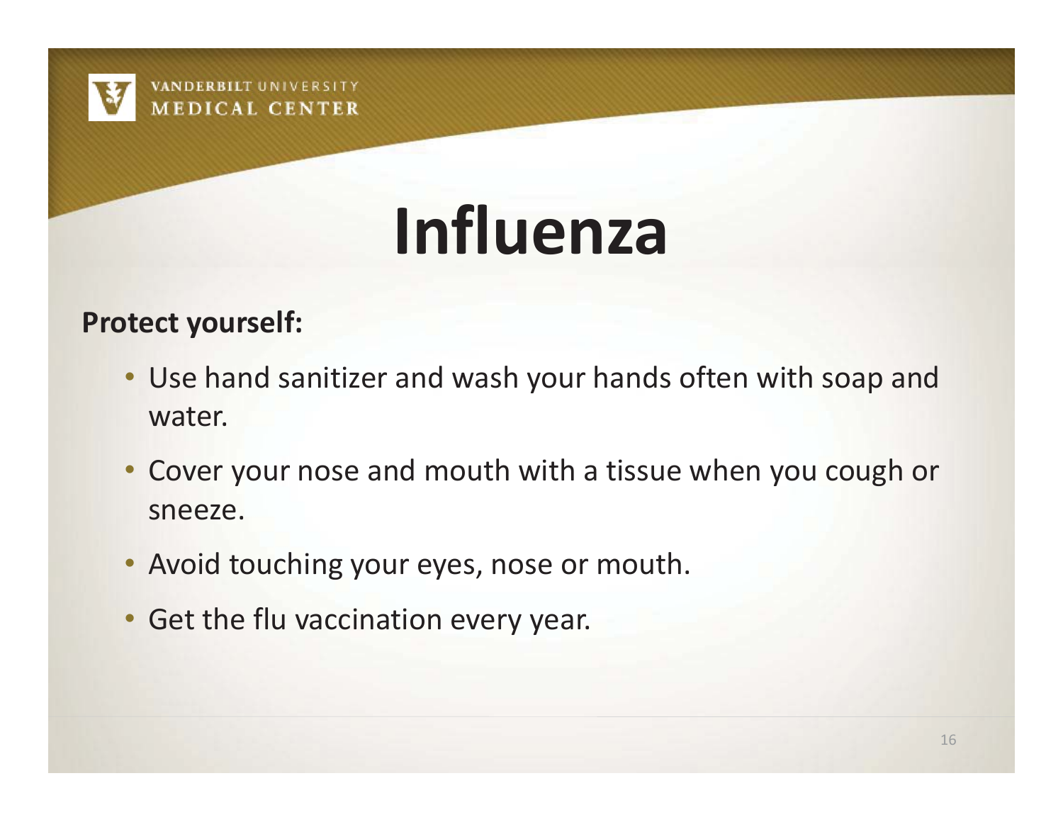# Influenza

**Protect yourself:**

- Use hand sanitizer and wash your hands often with soap and water.
- Cover your nose and mouth with a tissue when you cough or sneeze.
- Avoid touching your eyes, nose or mouth.
- Get the flu vaccination every year.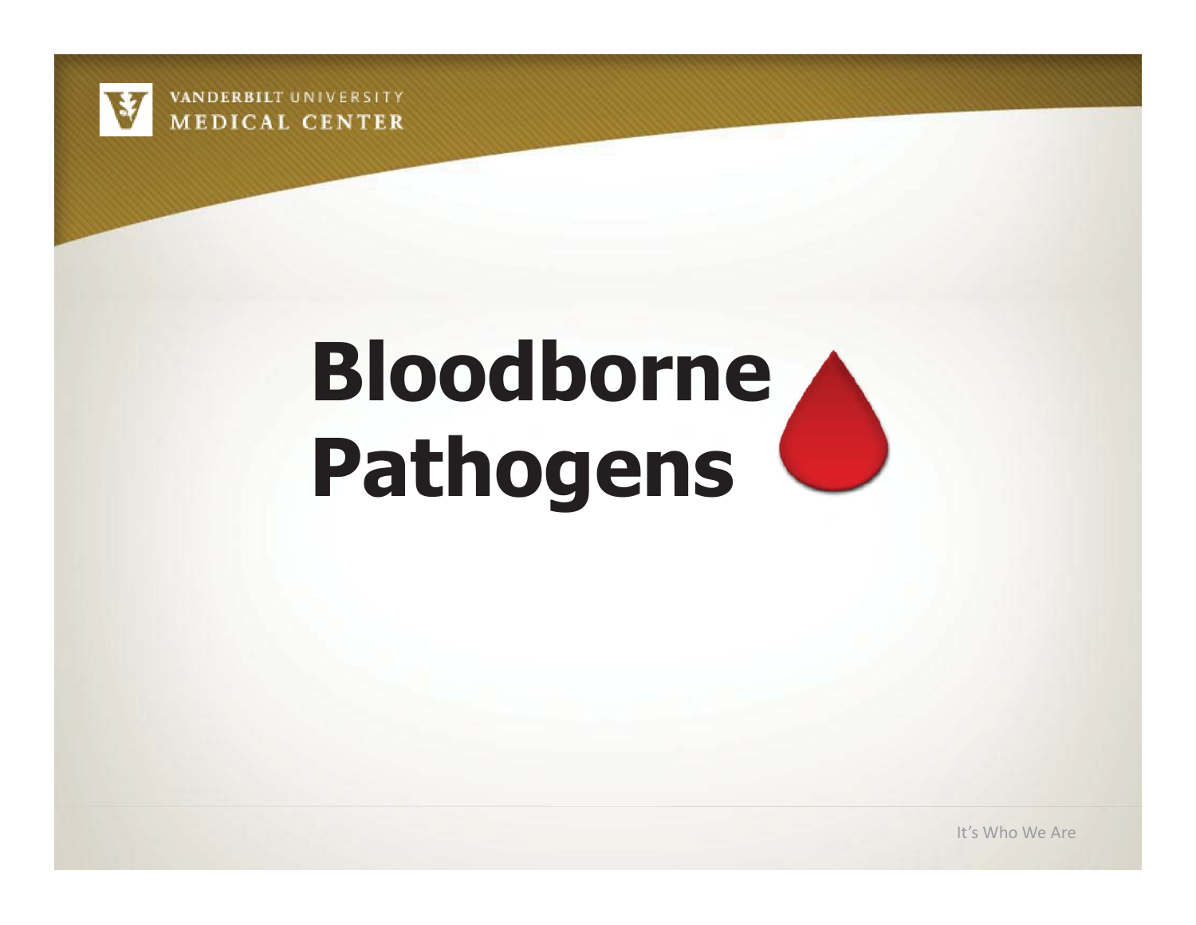# Bloodborne Pathogens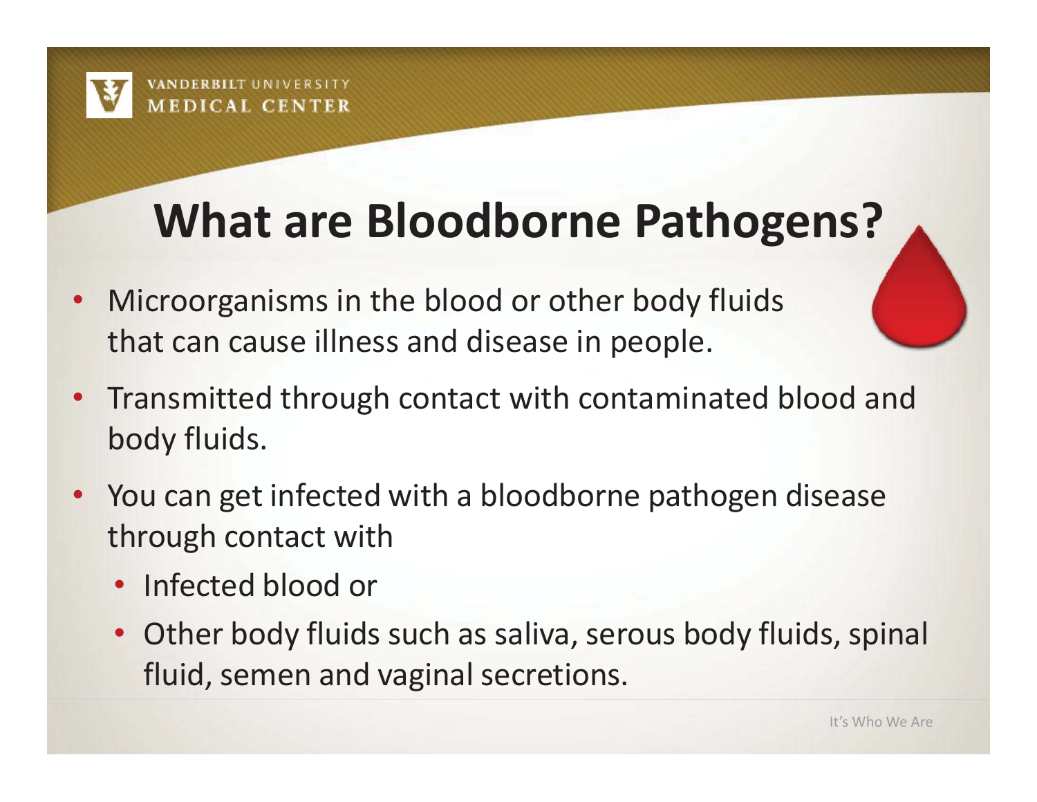# What are Bloodborne Pathogens?

- Microorganisms in the blood or other body fluids that can cause illness and disease in people.
- Transmitted through contact with contaminated blood and body fluids.
- You can get infected with a bloodborne pathogen disease through contact with
  - Infected blood or
  - Other body fluids such as saliva, serous body fluids, spinal fluid, semen and vaginal secretions.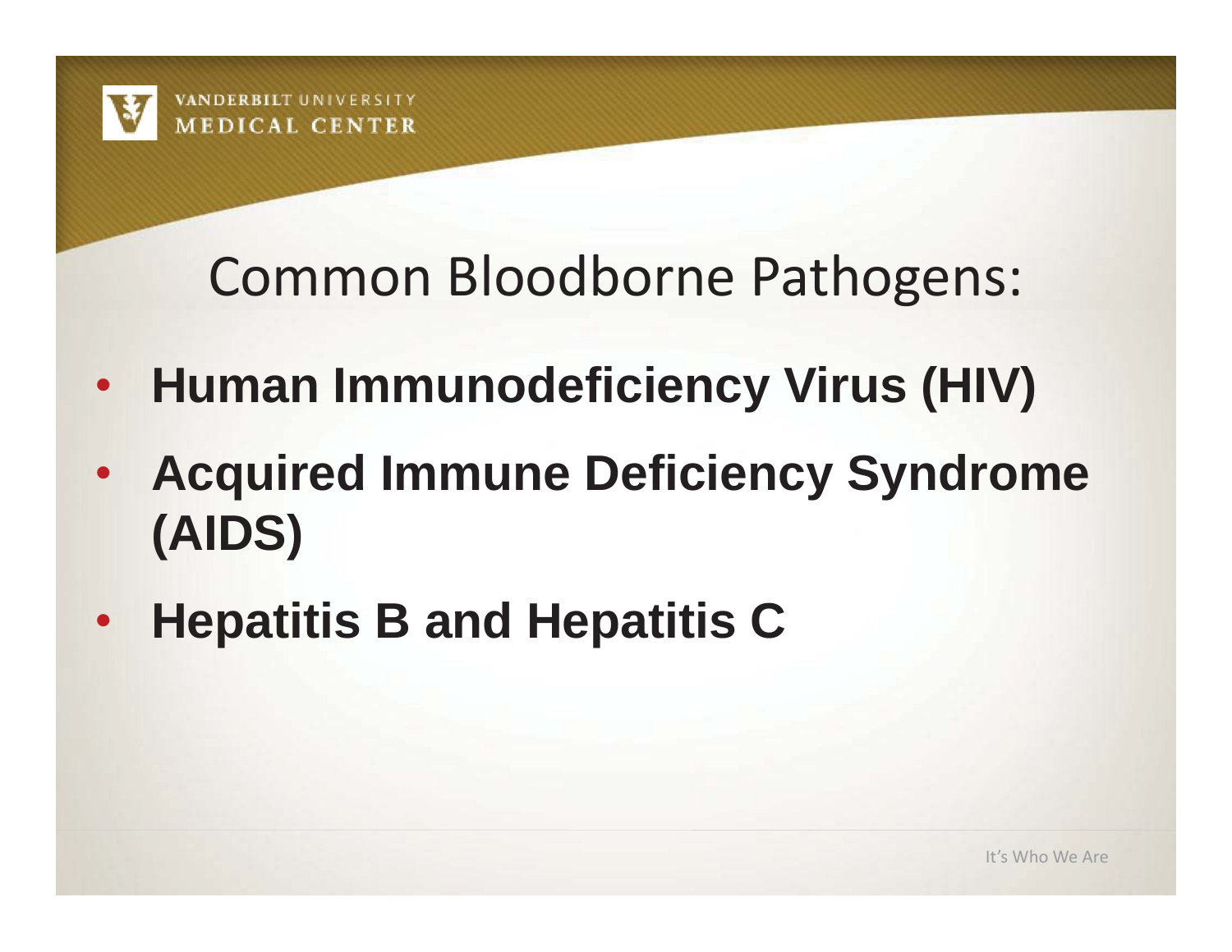# Common Bloodborne Pathogens:

- **Human Immunodeficiency Virus (HIV)**
- **Acquired Immune Deficiency Syndrome (AIDS)**
- **Hepatitis B and Hepatitis C**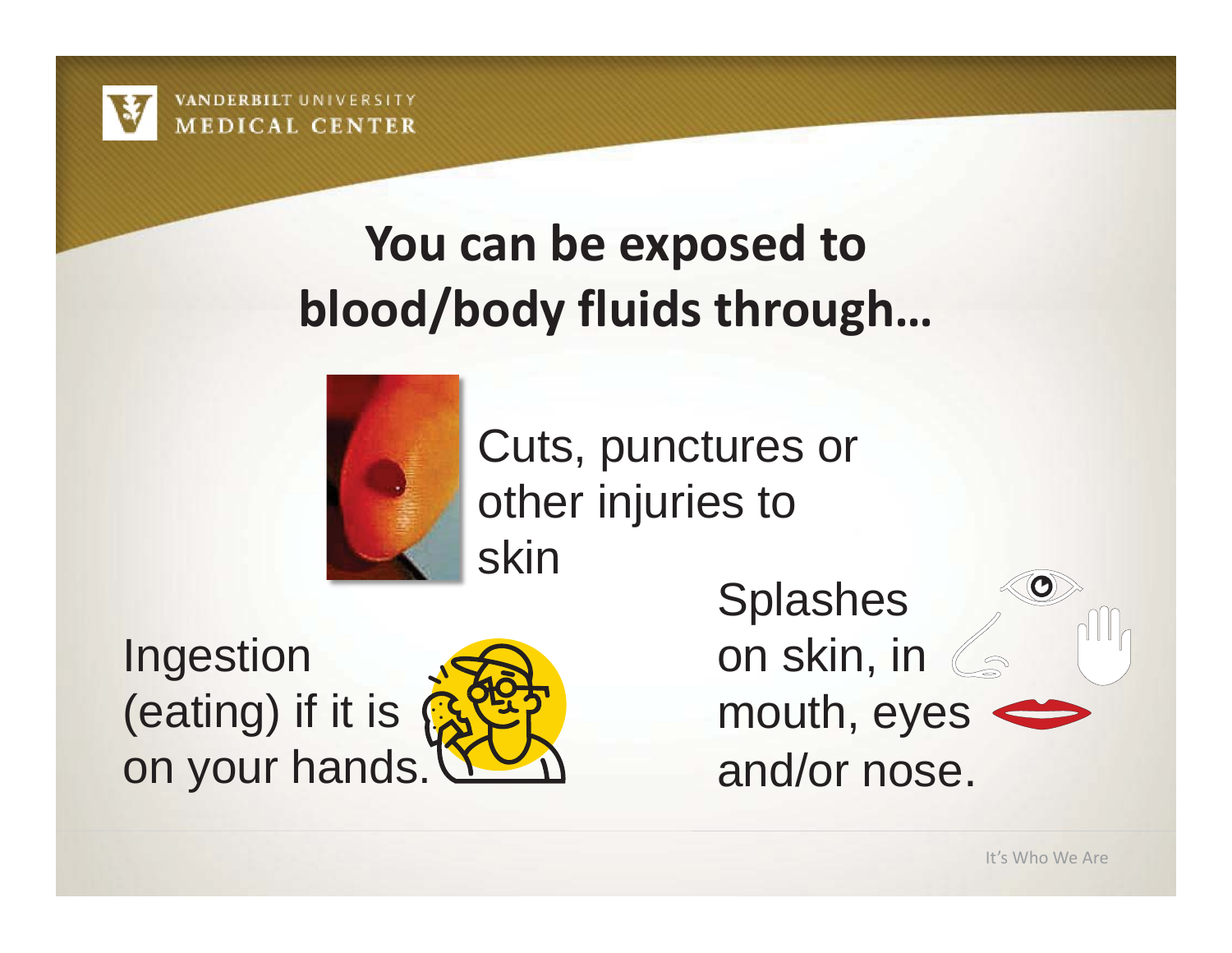# You can be exposed to blood/body fluids through…

Cuts, punctures or other injuries to skin

Ingestion (eating) if it is on your hands.

Splashes on skin, in mouth, eyes and/or nose.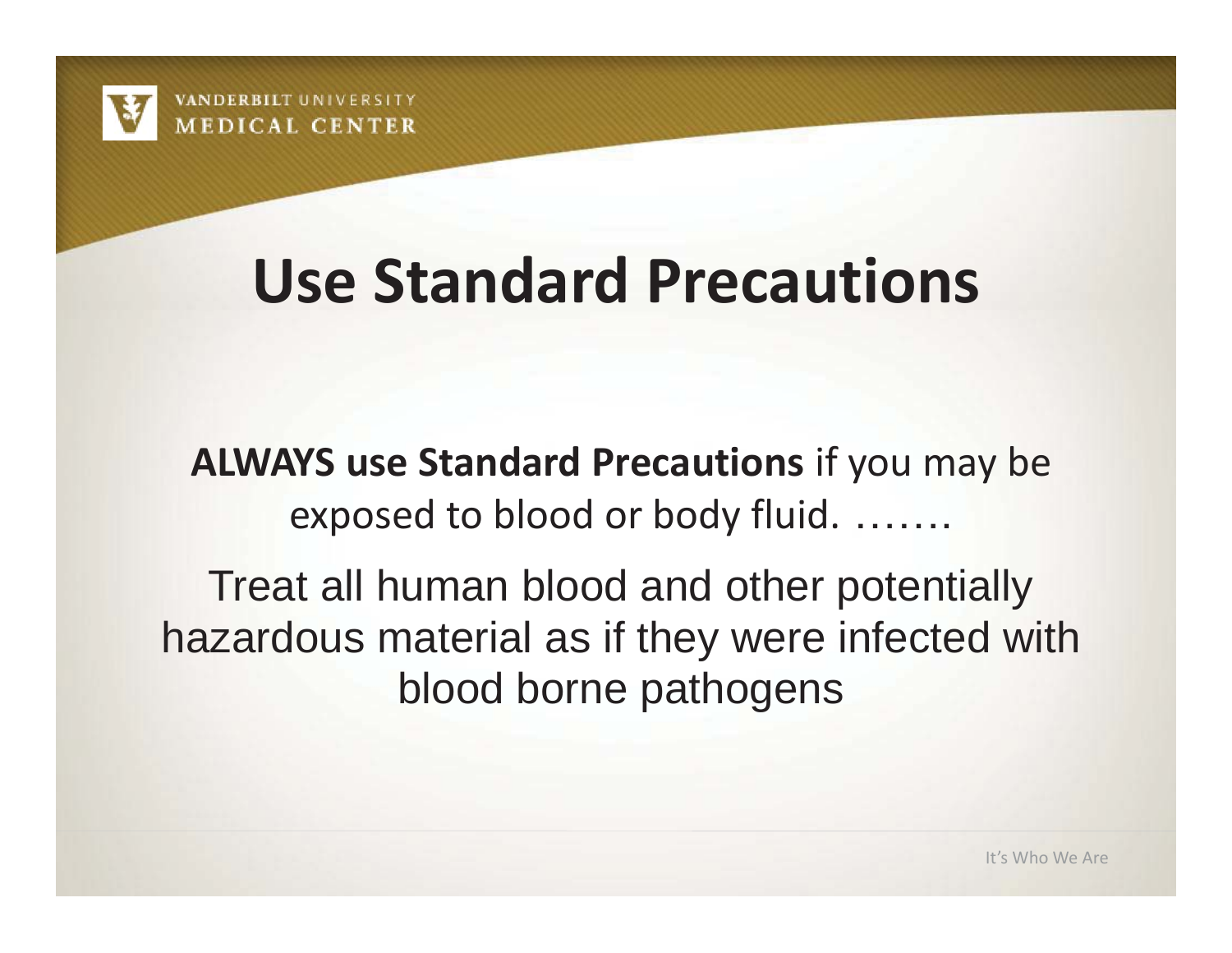# Use Standard Precautions

**ALWAYS use Standard Precautions** if you may be exposed to blood or body fluid. …….

Treat all human blood and other potentially hazardous material as if they were infected with blood borne pathogens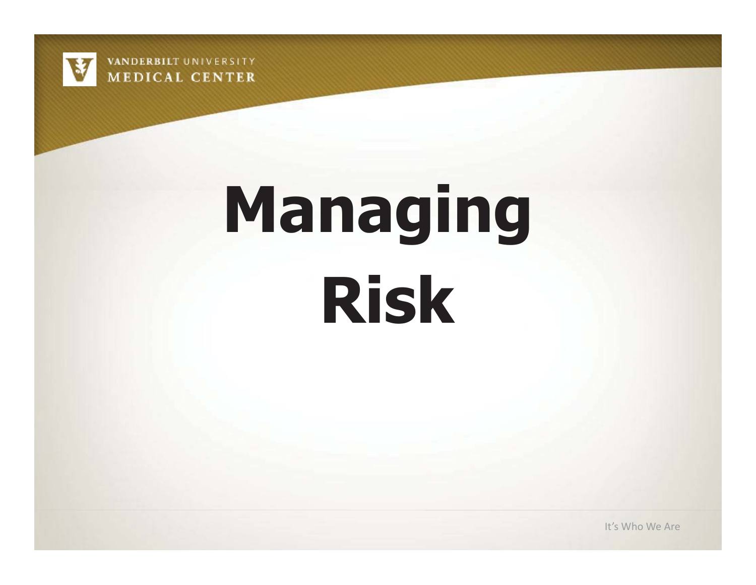# Managing Risk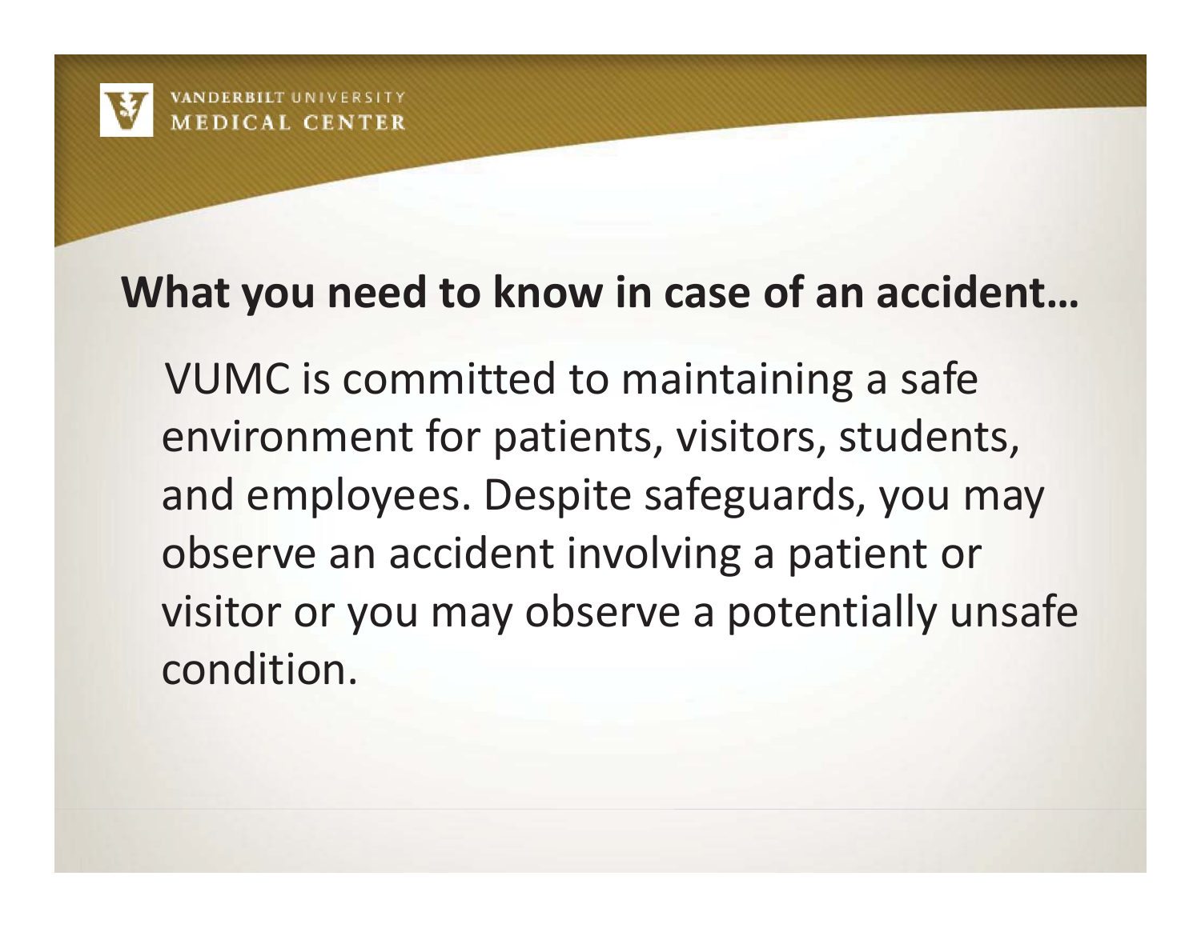## What you need to know in case of an accident…

VUMC is committed to maintaining a safe environment for patients, visitors, students, and employees. Despite safeguards, you may observe an accident involving a patient or visitor or you may observe a potentially unsafe condition.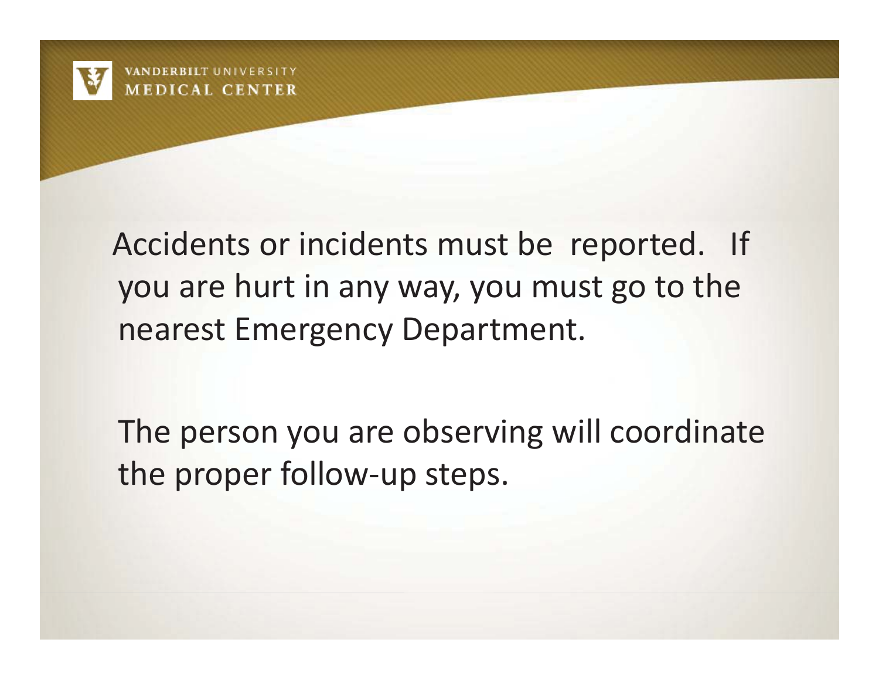Accidents or incidents must be reported. If you are hurt in any way, you must go to the nearest Emergency Department.

The person you are observing will coordinate the proper follow-up steps.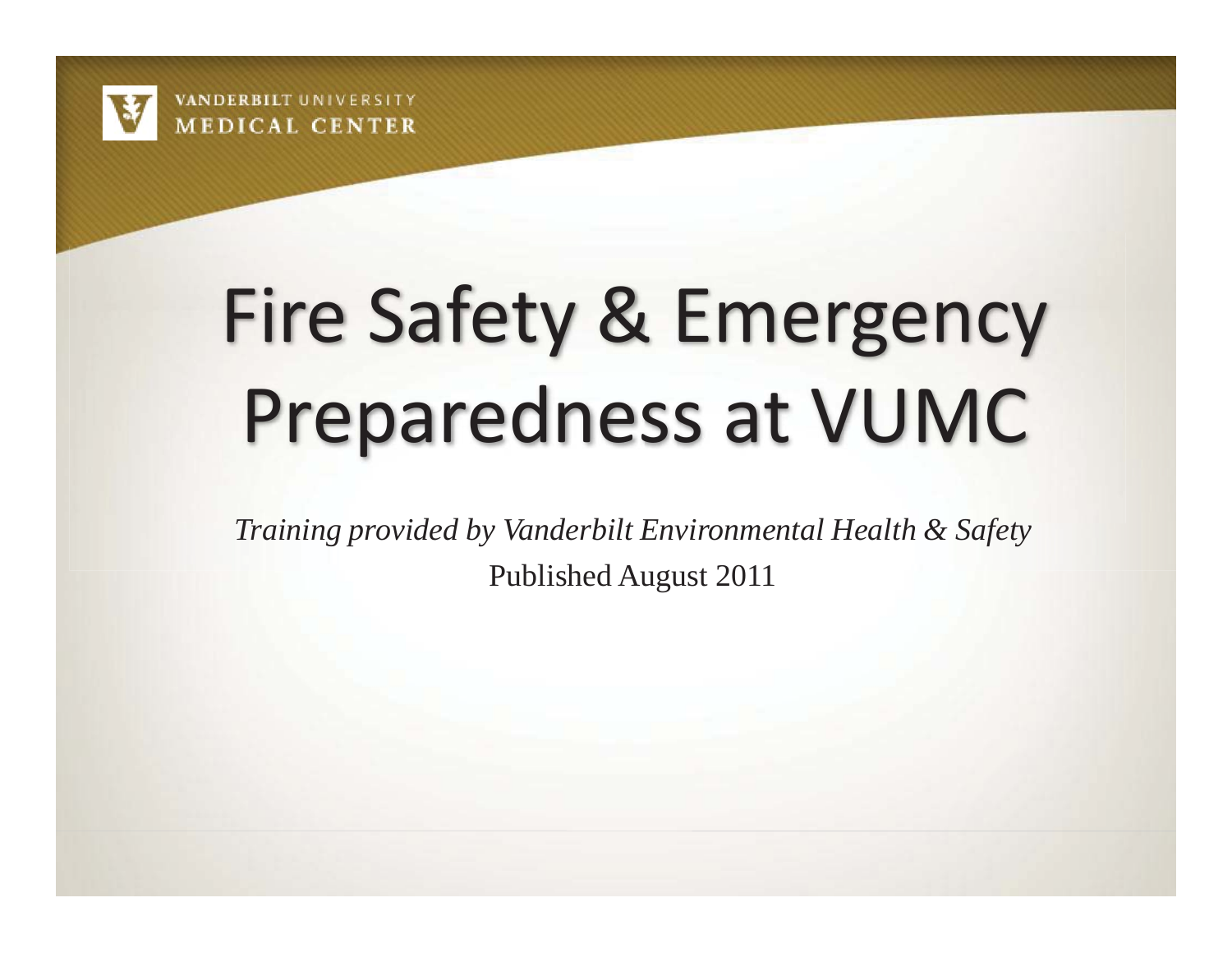VANDERBILT UNIVERSITY
MEDICAL CENTER

# Fire Safety & Emergency Preparedness at VUMC

*Training provided by Vanderbilt Environmental Health & Safety*

Published August 2011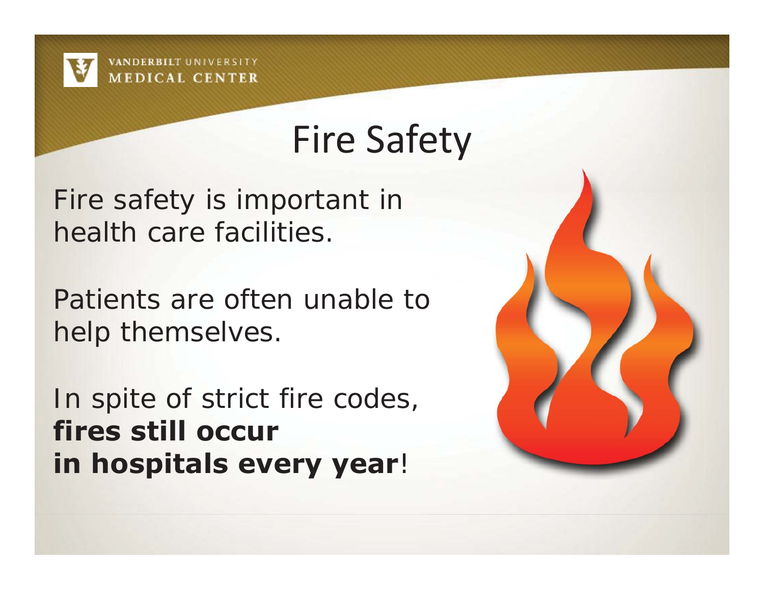# Fire Safety

Fire safety is important in health care facilities.

Patients are often unable to help themselves.

In spite of strict fire codes, **fires still occur in hospitals every year**!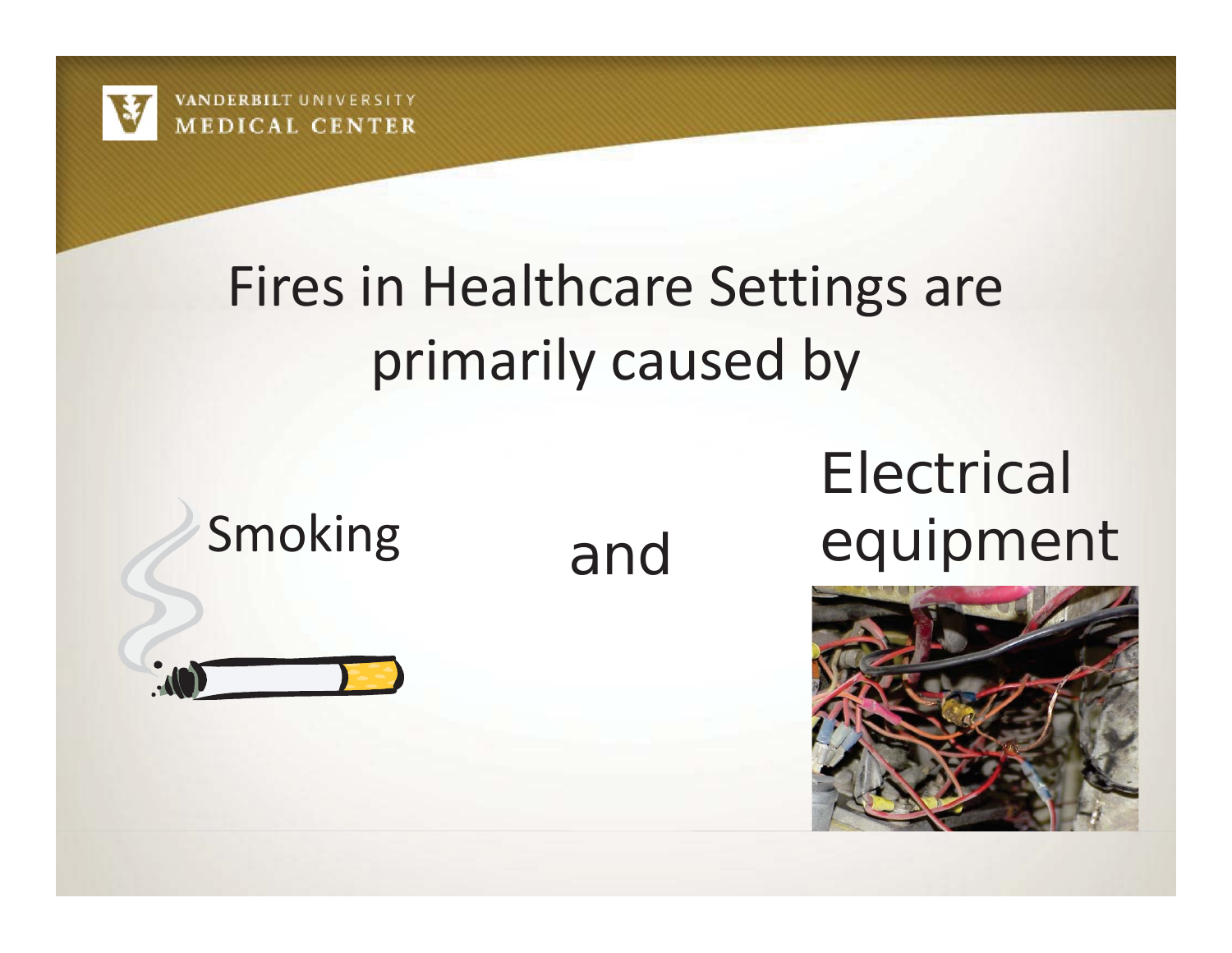# Fires in Healthcare Settings are primarily caused by

Smoking and Electrical equipment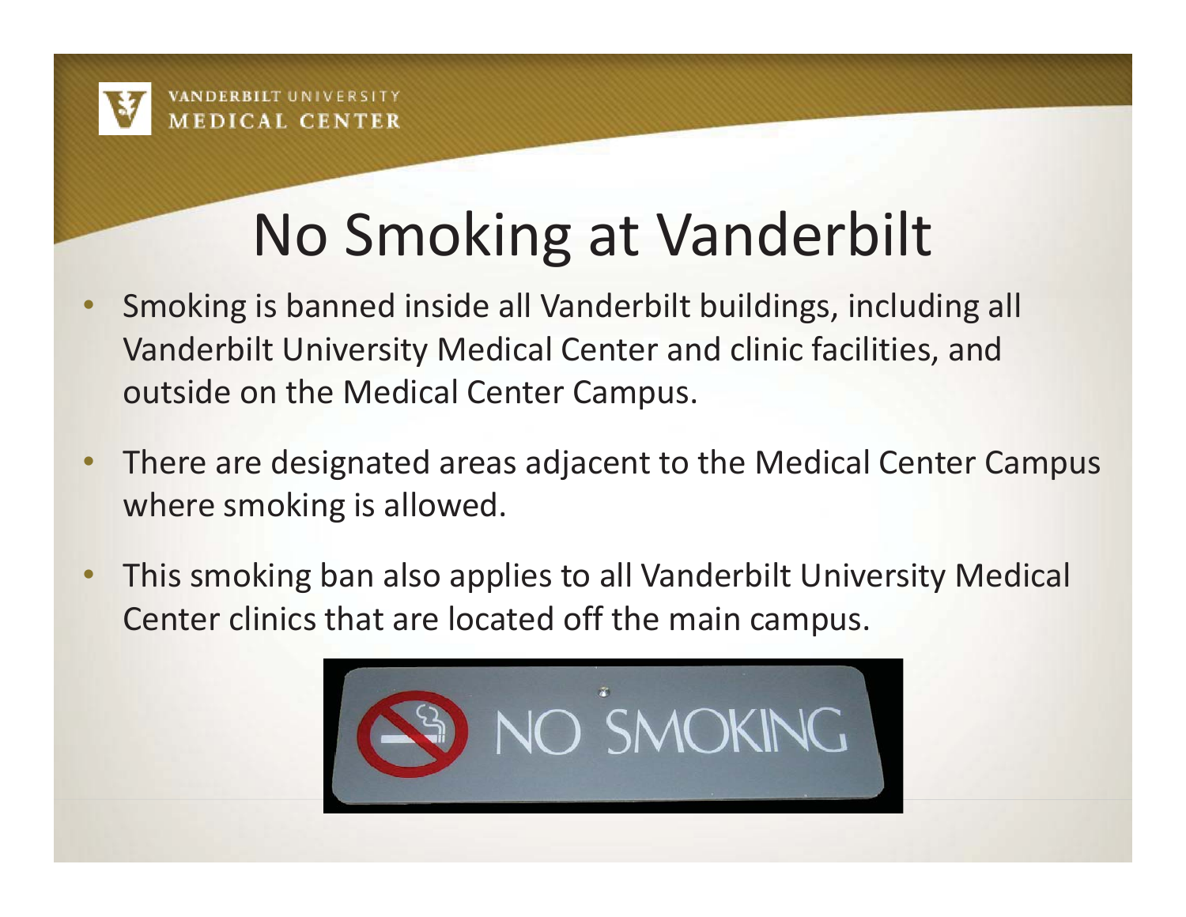# No Smoking at Vanderbilt

- Smoking is banned inside all Vanderbilt buildings, including all Vanderbilt University Medical Center and clinic facilities, and outside on the Medical Center Campus.
- There are designated areas adjacent to the Medical Center Campus where smoking is allowed.
- This smoking ban also applies to all Vanderbilt University Medical Center clinics that are located off the main campus.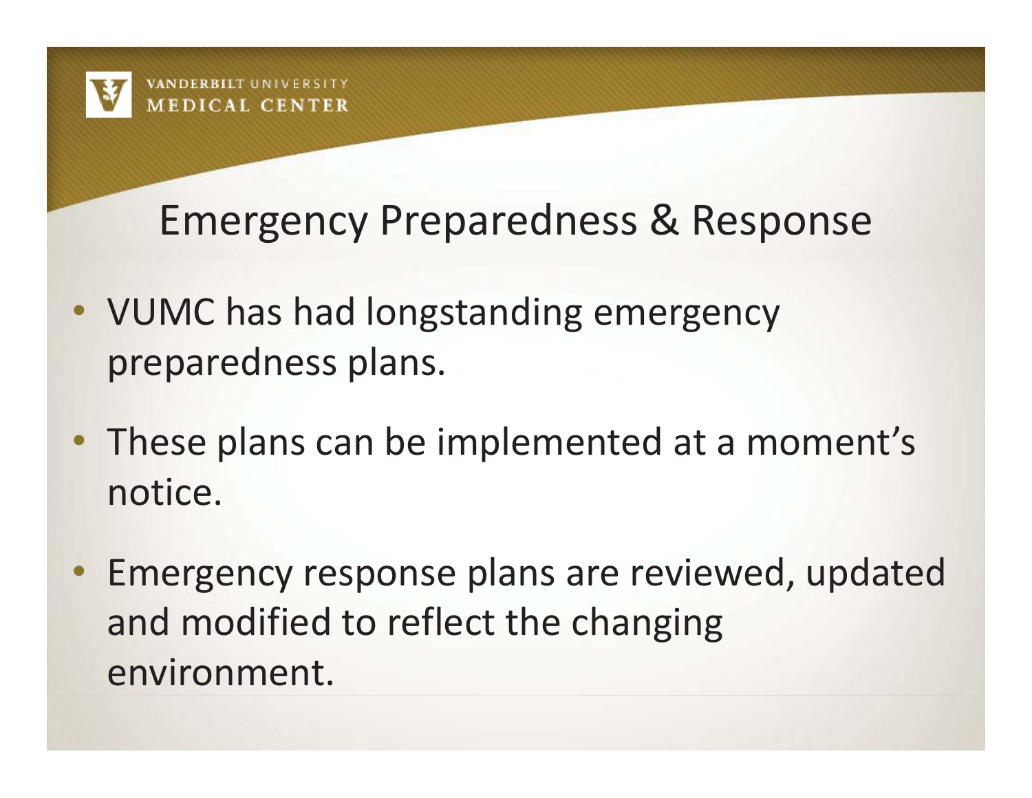# Emergency Preparedness & Response

- VUMC has had longstanding emergency preparedness plans.
- These plans can be implemented at a moment's notice.
- Emergency response plans are reviewed, updated and modified to reflect the changing environment.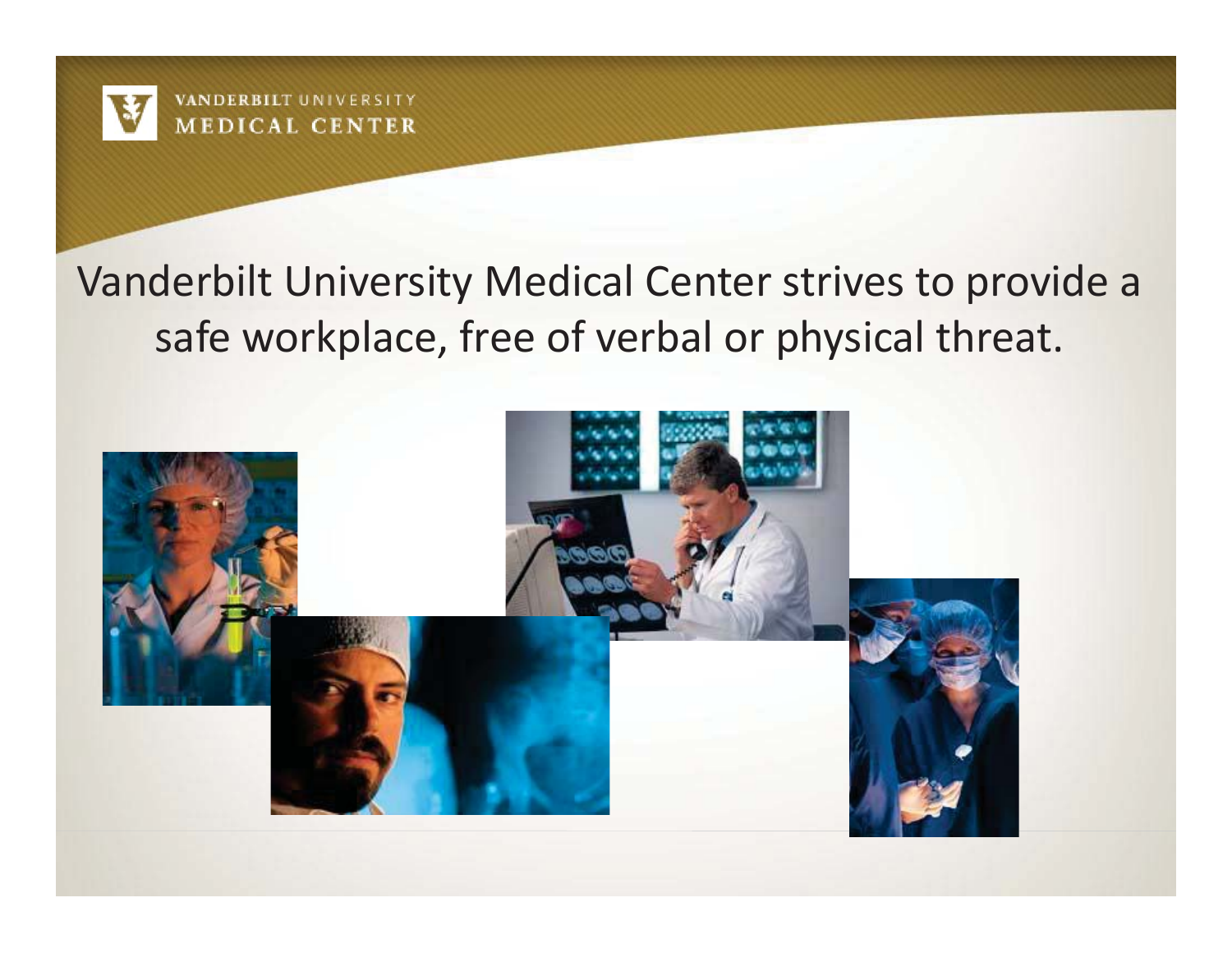Vanderbilt University Medical Center strives to provide a safe workplace, free of verbal or physical threat.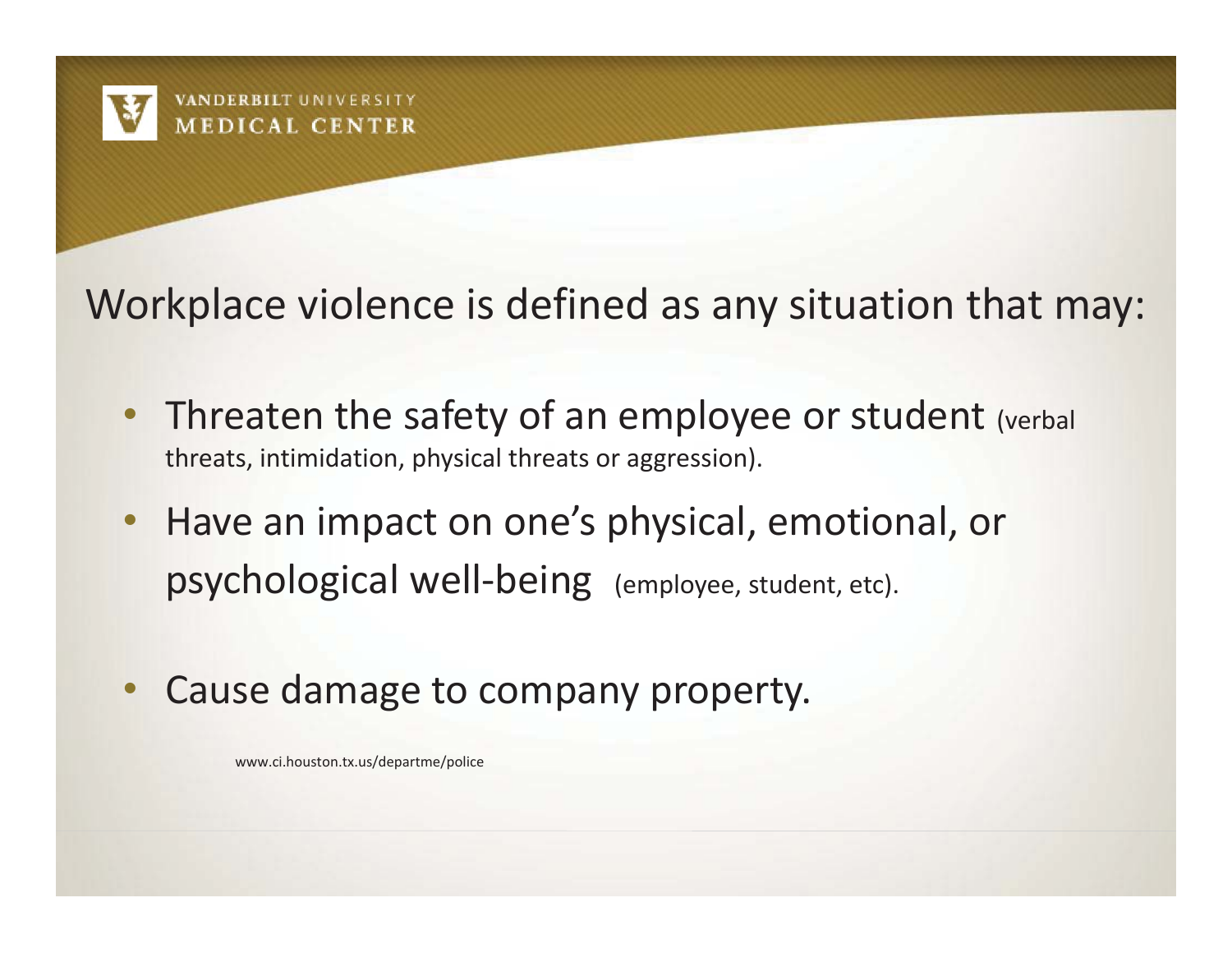Workplace violence is defined as any situation that may:

- Threaten the safety of an employee or student (verbal threats, intimidation, physical threats or aggression).
- Have an impact on one's physical, emotional, or psychological well-being (employee, student, etc).
- Cause damage to company property.

www.ci.houston.tx.us/departme/police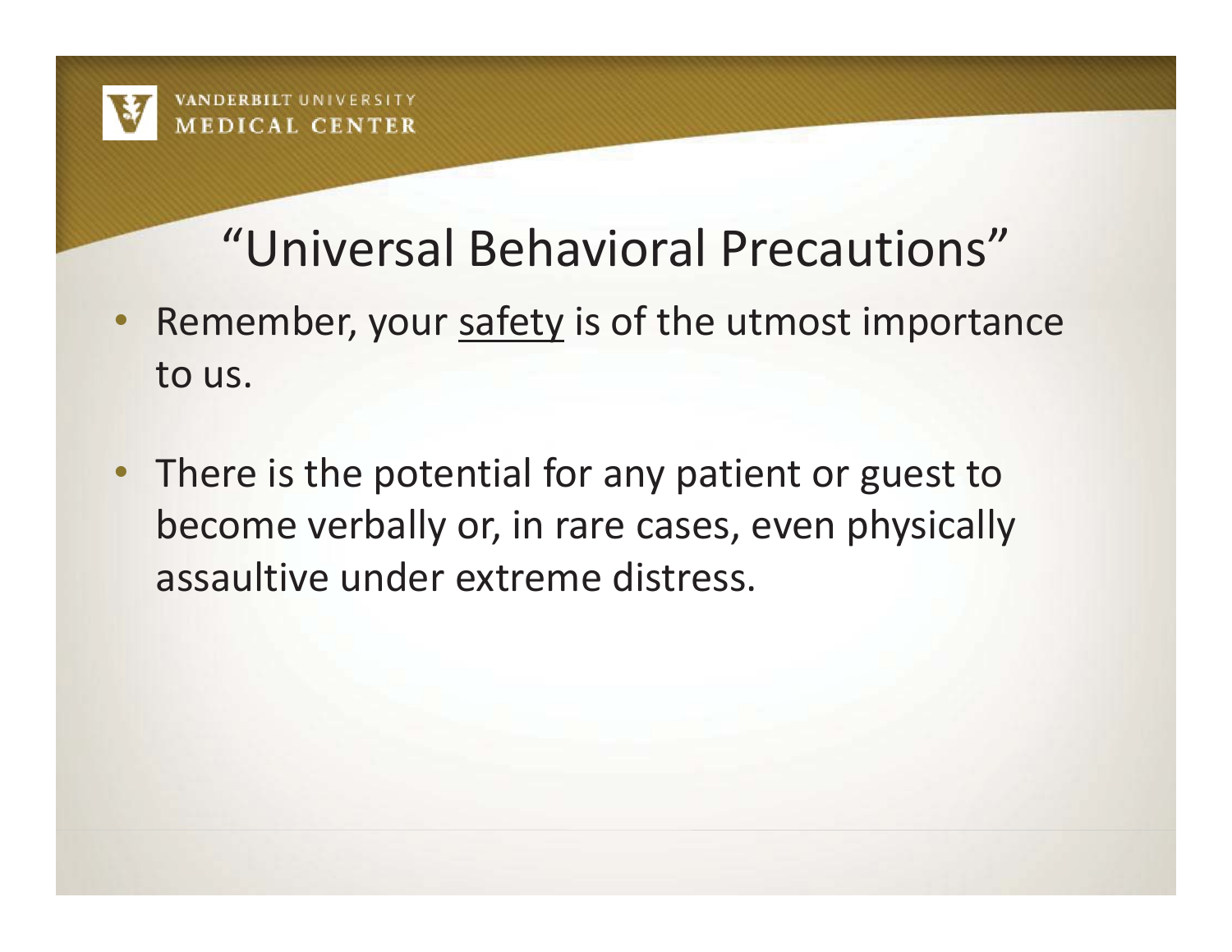# "Universal Behavioral Precautions"

- Remember, your <u>safety</u> is of the utmost importance to us.

- There is the potential for any patient or guest to become verbally or, in rare cases, even physically assaultive under extreme distress.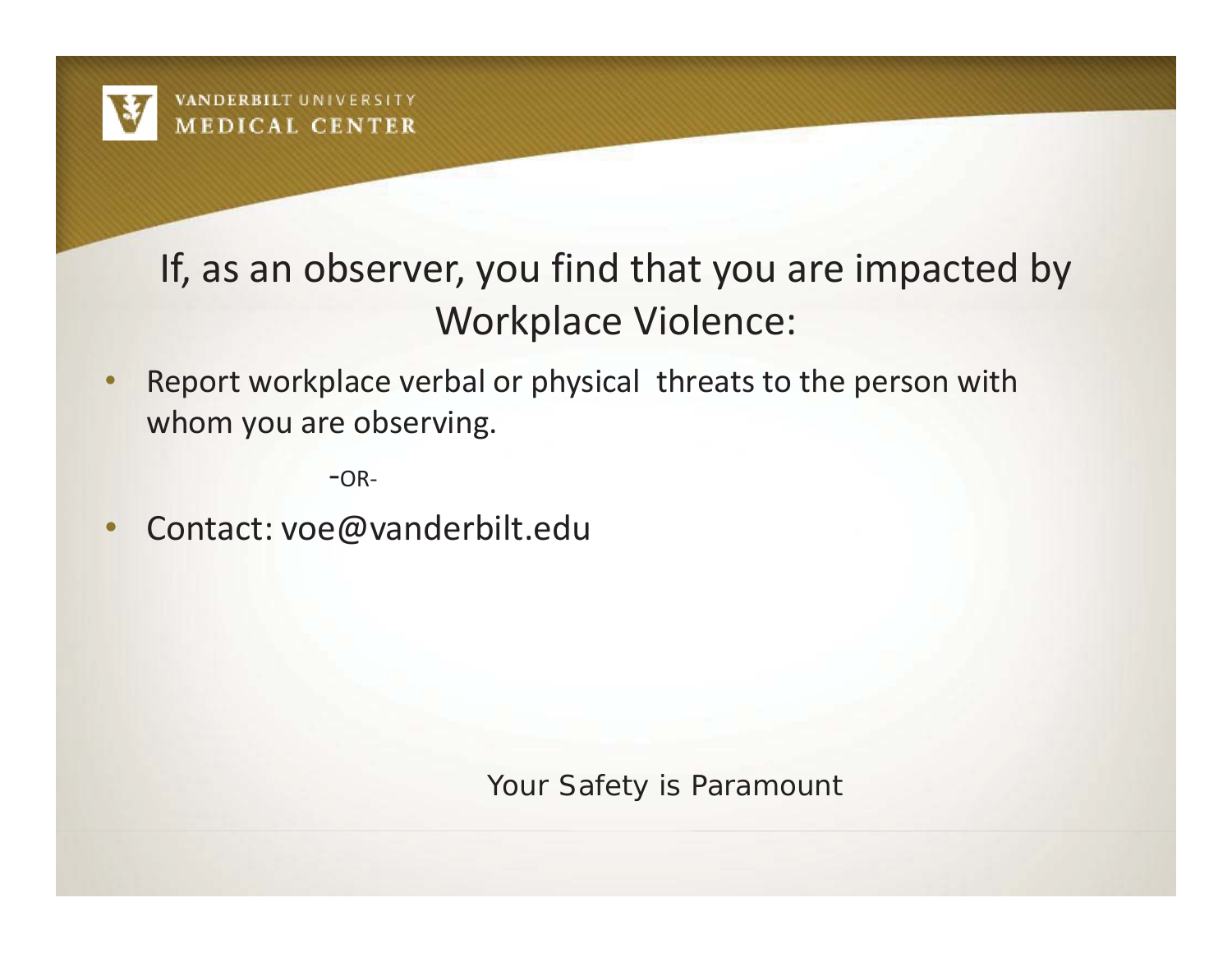# If, as an observer, you find that you are impacted by Workplace Violence:

- Report workplace verbal or physical threats to the person with whom you are observing.

-OR-

- Contact: voe@vanderbilt.edu

Your Safety is Paramount